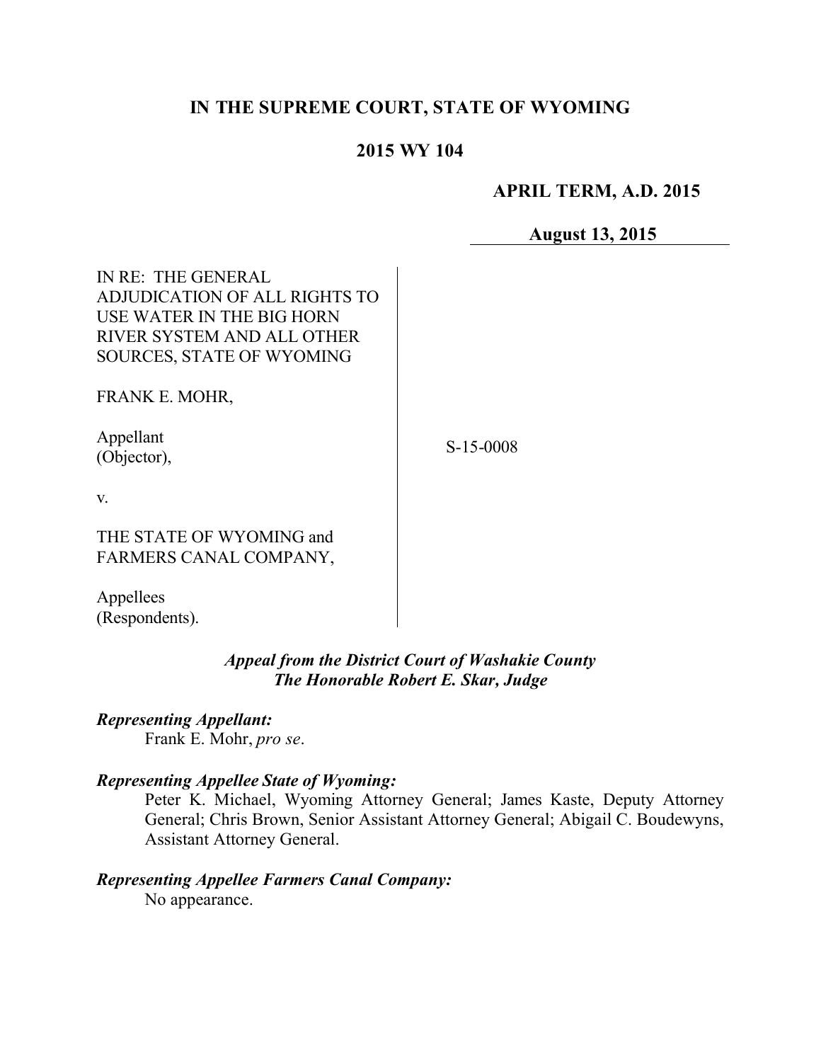**IN THE SUPREME COURT, STATE OF WYOMING**

**2015 WY 104**

**APRIL TERM, A.D. 2015**

**August 13, 2015**

| | |
|---|---|
| IN RE: THE GENERAL ADJUDICATION OF ALL RIGHTS TO USE WATER IN THE BIG HORN RIVER SYSTEM AND ALL OTHER SOURCES, STATE OF WYOMING<br><br>FRANK E. MOHR,<br><br>Appellant<br>(Objector),<br><br>v.<br><br>THE STATE OF WYOMING and FARMERS CANAL COMPANY,<br><br>Appellees<br>(Respondents). | S-15-0008 |

***Appeal from the District Court of Washakie County***
***The Honorable Robert E. Skar, Judge***

***Representing Appellant:***
Frank E. Mohr, *pro se*.

***Representing Appellee State of Wyoming:***
Peter K. Michael, Wyoming Attorney General; James Kaste, Deputy Attorney General; Chris Brown, Senior Assistant Attorney General; Abigail C. Boudewyns, Assistant Attorney General.

***Representing Appellee Farmers Canal Company:***
No appearance.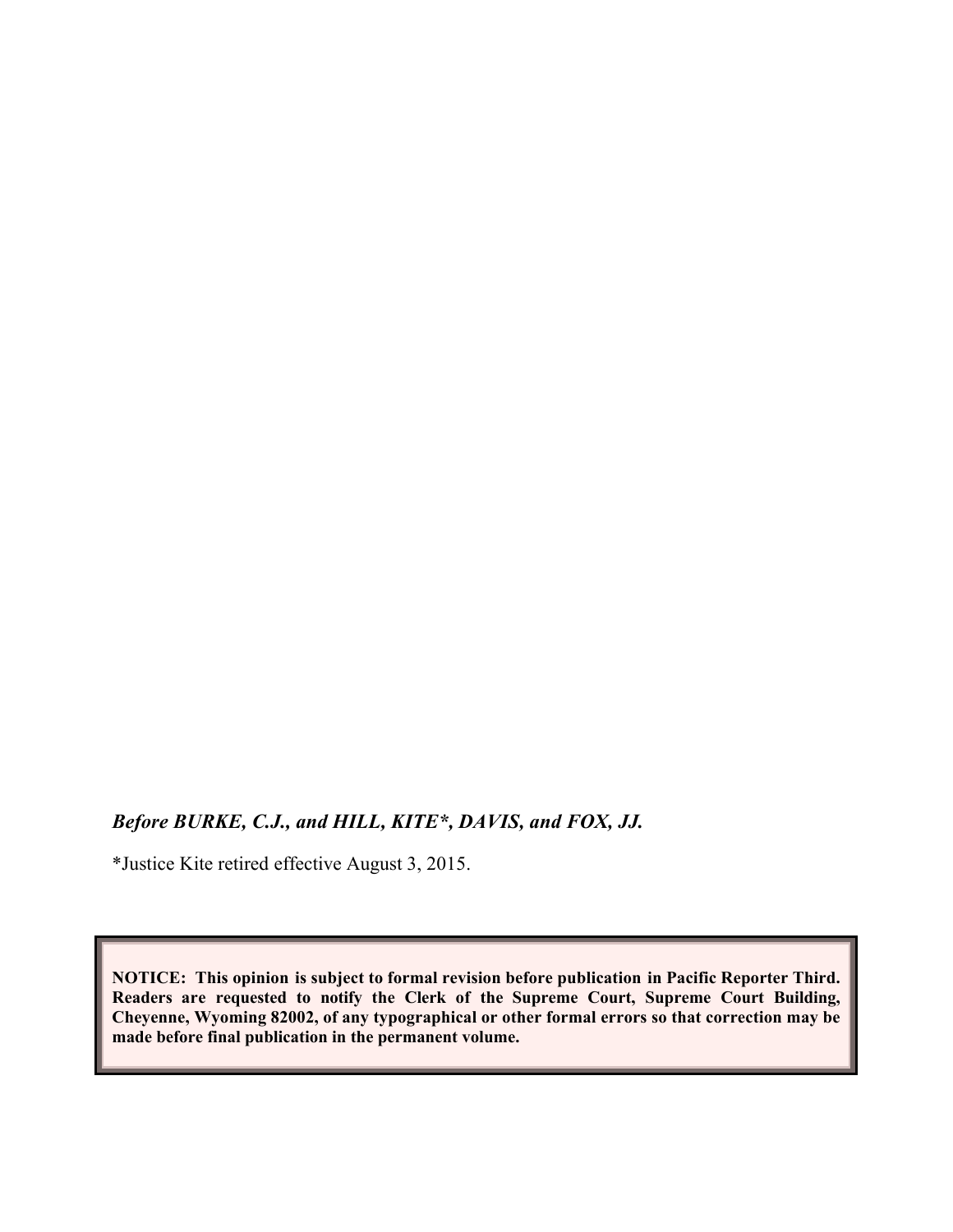***Before BURKE, C.J., and HILL, KITE*, DAVIS, and FOX, JJ.***

*Justice Kite retired effective August 3, 2015.

**NOTICE: This opinion is subject to formal revision before publication in Pacific Reporter Third. Readers are requested to notify the Clerk of the Supreme Court, Supreme Court Building, Cheyenne, Wyoming 82002, of any typographical or other formal errors so that correction may be made before final publication in the permanent volume.**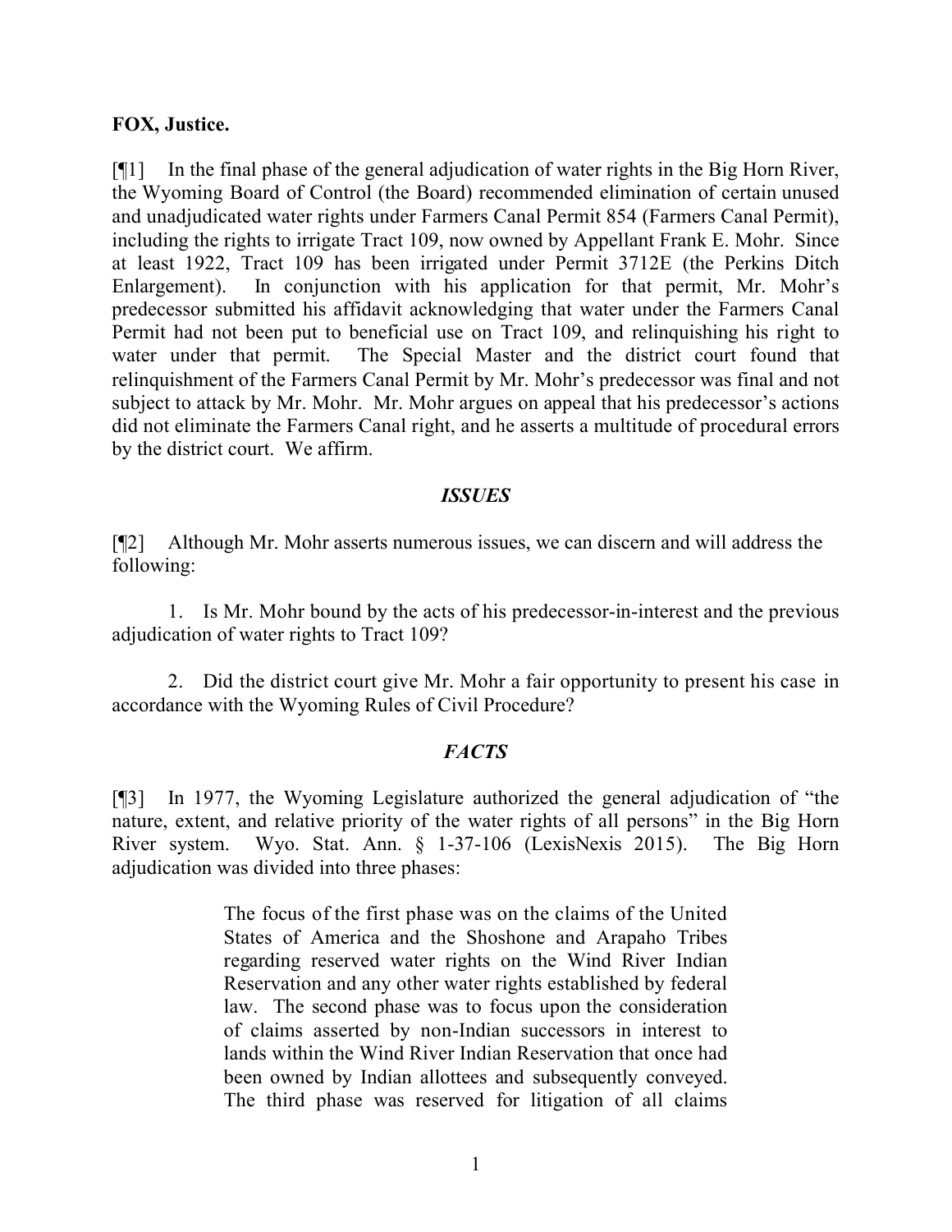**FOX, Justice.**

[¶1] In the final phase of the general adjudication of water rights in the Big Horn River, the Wyoming Board of Control (the Board) recommended elimination of certain unused and unadjudicated water rights under Farmers Canal Permit 854 (Farmers Canal Permit), including the rights to irrigate Tract 109, now owned by Appellant Frank E. Mohr. Since at least 1922, Tract 109 has been irrigated under Permit 3712E (the Perkins Ditch Enlargement). In conjunction with his application for that permit, Mr. Mohr's predecessor submitted his affidavit acknowledging that water under the Farmers Canal Permit had not been put to beneficial use on Tract 109, and relinquishing his right to water under that permit. The Special Master and the district court found that relinquishment of the Farmers Canal Permit by Mr. Mohr's predecessor was final and not subject to attack by Mr. Mohr. Mr. Mohr argues on appeal that his predecessor's actions did not eliminate the Farmers Canal right, and he asserts a multitude of procedural errors by the district court. We affirm.

## *ISSUES*

[¶2] Although Mr. Mohr asserts numerous issues, we can discern and will address the following:

1. Is Mr. Mohr bound by the acts of his predecessor-in-interest and the previous adjudication of water rights to Tract 109?

2. Did the district court give Mr. Mohr a fair opportunity to present his case in accordance with the Wyoming Rules of Civil Procedure?

## *FACTS*

[¶3] In 1977, the Wyoming Legislature authorized the general adjudication of "the nature, extent, and relative priority of the water rights of all persons" in the Big Horn River system. Wyo. Stat. Ann. § 1-37-106 (LexisNexis 2015). The Big Horn adjudication was divided into three phases:

> The focus of the first phase was on the claims of the United States of America and the Shoshone and Arapaho Tribes regarding reserved water rights on the Wind River Indian Reservation and any other water rights established by federal law. The second phase was to focus upon the consideration of claims asserted by non-Indian successors in interest to lands within the Wind River Indian Reservation that once had been owned by Indian allottees and subsequently conveyed. The third phase was reserved for litigation of all claims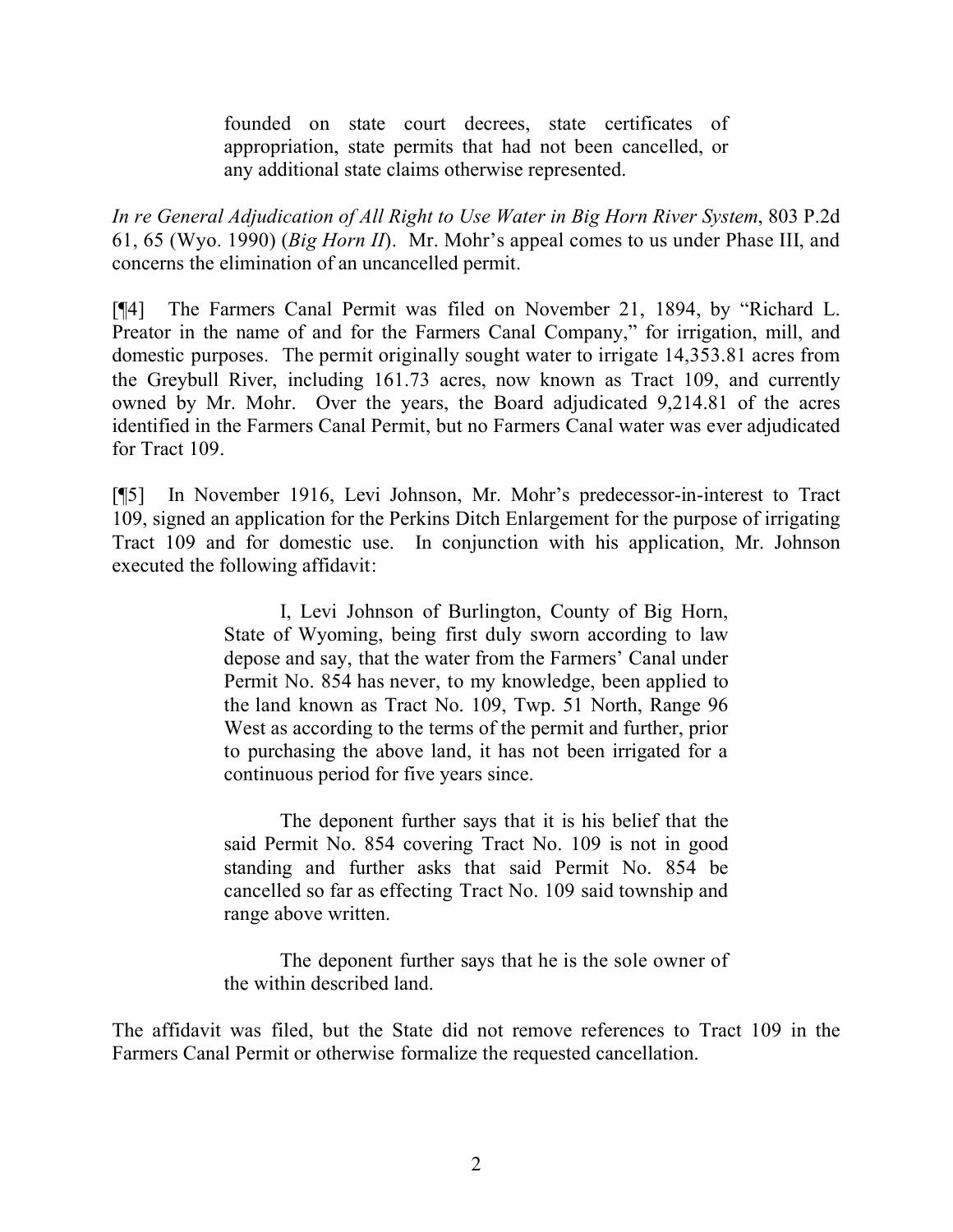> founded on state court decrees, state certificates of appropriation, state permits that had not been cancelled, or any additional state claims otherwise represented.

*In re General Adjudication of All Right to Use Water in Big Horn River System*, 803 P.2d 61, 65 (Wyo. 1990) (*Big Horn II*). Mr. Mohr's appeal comes to us under Phase III, and concerns the elimination of an uncancelled permit.

[¶4] The Farmers Canal Permit was filed on November 21, 1894, by "Richard L. Preator in the name of and for the Farmers Canal Company," for irrigation, mill, and domestic purposes. The permit originally sought water to irrigate 14,353.81 acres from the Greybull River, including 161.73 acres, now known as Tract 109, and currently owned by Mr. Mohr. Over the years, the Board adjudicated 9,214.81 of the acres identified in the Farmers Canal Permit, but no Farmers Canal water was ever adjudicated for Tract 109.

[¶5] In November 1916, Levi Johnson, Mr. Mohr's predecessor-in-interest to Tract 109, signed an application for the Perkins Ditch Enlargement for the purpose of irrigating Tract 109 and for domestic use. In conjunction with his application, Mr. Johnson executed the following affidavit:

> I, Levi Johnson of Burlington, County of Big Horn, State of Wyoming, being first duly sworn according to law depose and say, that the water from the Farmers' Canal under Permit No. 854 has never, to my knowledge, been applied to the land known as Tract No. 109, Twp. 51 North, Range 96 West as according to the terms of the permit and further, prior to purchasing the above land, it has not been irrigated for a continuous period for five years since.
>
> The deponent further says that it is his belief that the said Permit No. 854 covering Tract No. 109 is not in good standing and further asks that said Permit No. 854 be cancelled so far as effecting Tract No. 109 said township and range above written.
>
> The deponent further says that he is the sole owner of the within described land.

The affidavit was filed, but the State did not remove references to Tract 109 in the Farmers Canal Permit or otherwise formalize the requested cancellation.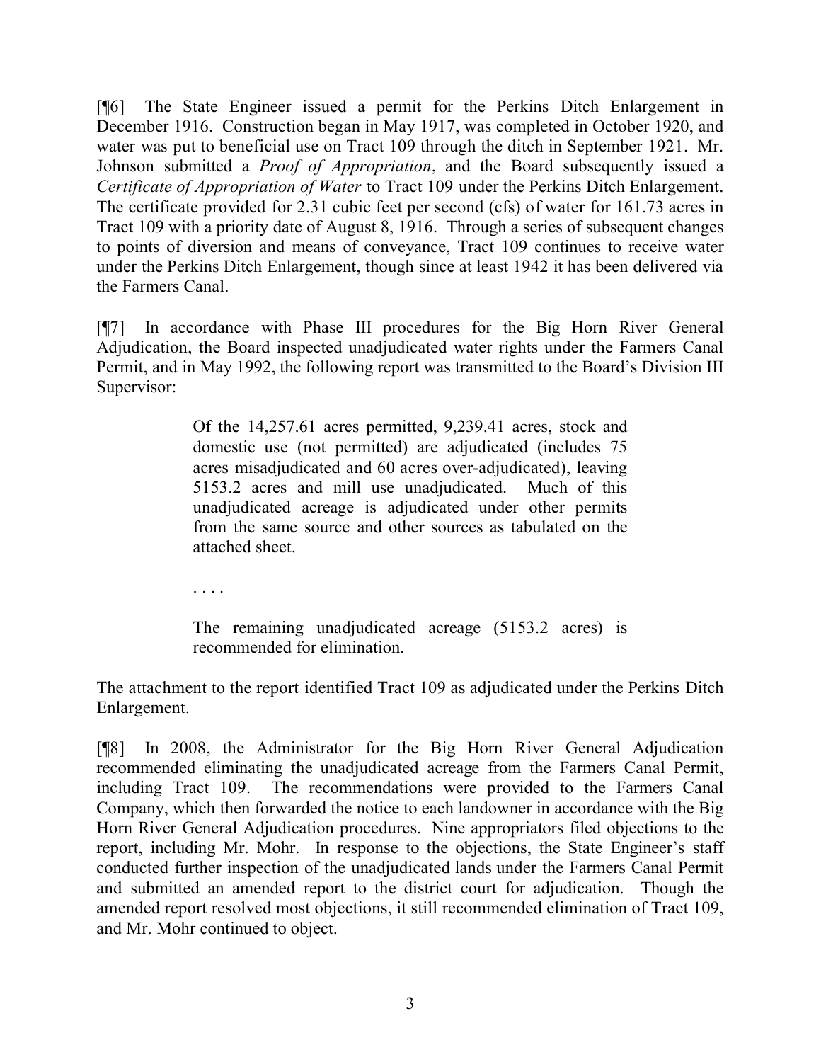[¶6] The State Engineer issued a permit for the Perkins Ditch Enlargement in December 1916. Construction began in May 1917, was completed in October 1920, and water was put to beneficial use on Tract 109 through the ditch in September 1921. Mr. Johnson submitted a *Proof of Appropriation*, and the Board subsequently issued a *Certificate of Appropriation of Water* to Tract 109 under the Perkins Ditch Enlargement. The certificate provided for 2.31 cubic feet per second (cfs) of water for 161.73 acres in Tract 109 with a priority date of August 8, 1916. Through a series of subsequent changes to points of diversion and means of conveyance, Tract 109 continues to receive water under the Perkins Ditch Enlargement, though since at least 1942 it has been delivered via the Farmers Canal.

[¶7] In accordance with Phase III procedures for the Big Horn River General Adjudication, the Board inspected unadjudicated water rights under the Farmers Canal Permit, and in May 1992, the following report was transmitted to the Board's Division III Supervisor:

> Of the 14,257.61 acres permitted, 9,239.41 acres, stock and domestic use (not permitted) are adjudicated (includes 75 acres misadjudicated and 60 acres over-adjudicated), leaving 5153.2 acres and mill use unadjudicated. Much of this unadjudicated acreage is adjudicated under other permits from the same source and other sources as tabulated on the attached sheet.
>
> . . . .
>
> The remaining unadjudicated acreage (5153.2 acres) is recommended for elimination.

The attachment to the report identified Tract 109 as adjudicated under the Perkins Ditch Enlargement.

[¶8] In 2008, the Administrator for the Big Horn River General Adjudication recommended eliminating the unadjudicated acreage from the Farmers Canal Permit, including Tract 109. The recommendations were provided to the Farmers Canal Company, which then forwarded the notice to each landowner in accordance with the Big Horn River General Adjudication procedures. Nine appropriators filed objections to the report, including Mr. Mohr. In response to the objections, the State Engineer's staff conducted further inspection of the unadjudicated lands under the Farmers Canal Permit and submitted an amended report to the district court for adjudication. Though the amended report resolved most objections, it still recommended elimination of Tract 109, and Mr. Mohr continued to object.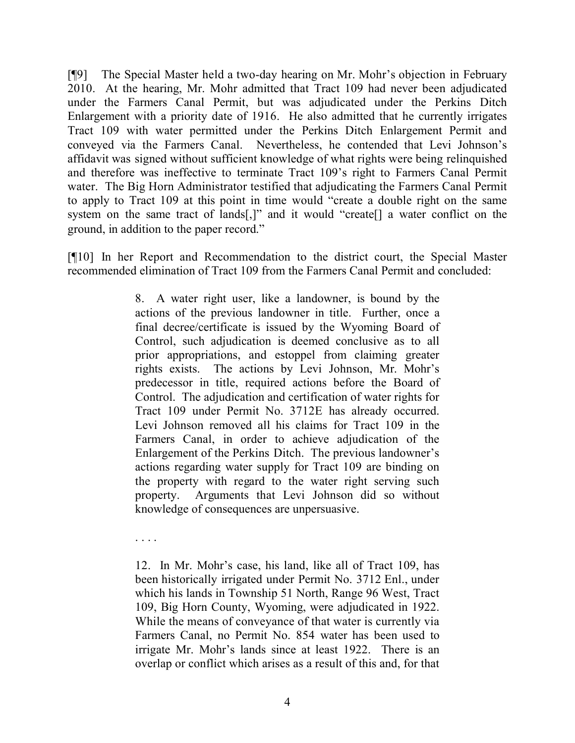[¶9] The Special Master held a two-day hearing on Mr. Mohr's objection in February 2010. At the hearing, Mr. Mohr admitted that Tract 109 had never been adjudicated under the Farmers Canal Permit, but was adjudicated under the Perkins Ditch Enlargement with a priority date of 1916. He also admitted that he currently irrigates Tract 109 with water permitted under the Perkins Ditch Enlargement Permit and conveyed via the Farmers Canal. Nevertheless, he contended that Levi Johnson's affidavit was signed without sufficient knowledge of what rights were being relinquished and therefore was ineffective to terminate Tract 109's right to Farmers Canal Permit water. The Big Horn Administrator testified that adjudicating the Farmers Canal Permit to apply to Tract 109 at this point in time would "create a double right on the same system on the same tract of lands[,]" and it would "create[] a water conflict on the ground, in addition to the paper record."

[¶10] In her Report and Recommendation to the district court, the Special Master recommended elimination of Tract 109 from the Farmers Canal Permit and concluded:

> 8. A water right user, like a landowner, is bound by the actions of the previous landowner in title. Further, once a final decree/certificate is issued by the Wyoming Board of Control, such adjudication is deemed conclusive as to all prior appropriations, and estoppel from claiming greater rights exists. The actions by Levi Johnson, Mr. Mohr's predecessor in title, required actions before the Board of Control. The adjudication and certification of water rights for Tract 109 under Permit No. 3712E has already occurred. Levi Johnson removed all his claims for Tract 109 in the Farmers Canal, in order to achieve adjudication of the Enlargement of the Perkins Ditch. The previous landowner's actions regarding water supply for Tract 109 are binding on the property with regard to the water right serving such property. Arguments that Levi Johnson did so without knowledge of consequences are unpersuasive.
>
> . . . .
>
> 12. In Mr. Mohr's case, his land, like all of Tract 109, has been historically irrigated under Permit No. 3712 Enl., under which his lands in Township 51 North, Range 96 West, Tract 109, Big Horn County, Wyoming, were adjudicated in 1922. While the means of conveyance of that water is currently via Farmers Canal, no Permit No. 854 water has been used to irrigate Mr. Mohr's lands since at least 1922. There is an overlap or conflict which arises as a result of this and, for that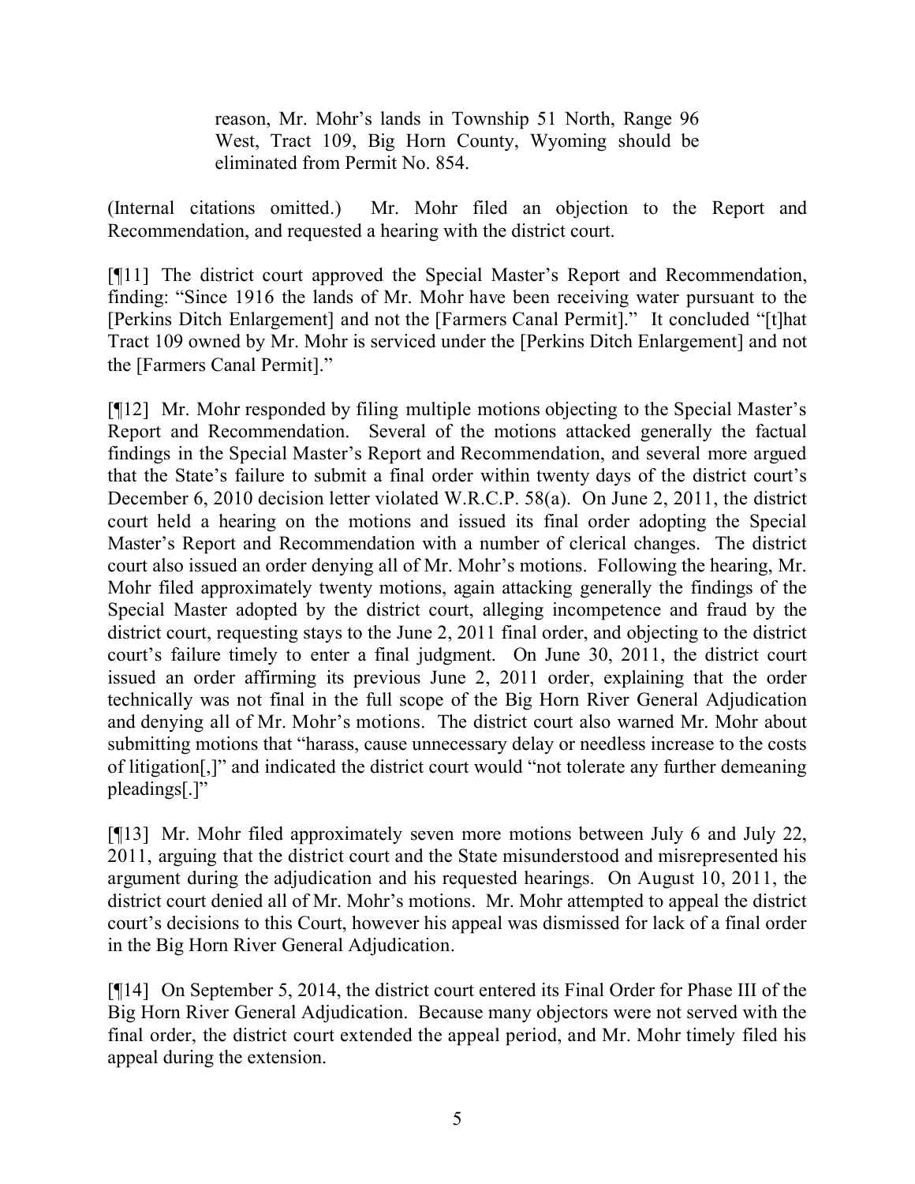> reason, Mr. Mohr's lands in Township 51 North, Range 96 West, Tract 109, Big Horn County, Wyoming should be eliminated from Permit No. 854.

(Internal citations omitted.) Mr. Mohr filed an objection to the Report and Recommendation, and requested a hearing with the district court.

[¶11] The district court approved the Special Master's Report and Recommendation, finding: "Since 1916 the lands of Mr. Mohr have been receiving water pursuant to the [Perkins Ditch Enlargement] and not the [Farmers Canal Permit]." It concluded "[t]hat Tract 109 owned by Mr. Mohr is serviced under the [Perkins Ditch Enlargement] and not the [Farmers Canal Permit]."

[¶12] Mr. Mohr responded by filing multiple motions objecting to the Special Master's Report and Recommendation. Several of the motions attacked generally the factual findings in the Special Master's Report and Recommendation, and several more argued that the State's failure to submit a final order within twenty days of the district court's December 6, 2010 decision letter violated W.R.C.P. 58(a). On June 2, 2011, the district court held a hearing on the motions and issued its final order adopting the Special Master's Report and Recommendation with a number of clerical changes. The district court also issued an order denying all of Mr. Mohr's motions. Following the hearing, Mr. Mohr filed approximately twenty motions, again attacking generally the findings of the Special Master adopted by the district court, alleging incompetence and fraud by the district court, requesting stays to the June 2, 2011 final order, and objecting to the district court's failure timely to enter a final judgment. On June 30, 2011, the district court issued an order affirming its previous June 2, 2011 order, explaining that the order technically was not final in the full scope of the Big Horn River General Adjudication and denying all of Mr. Mohr's motions. The district court also warned Mr. Mohr about submitting motions that "harass, cause unnecessary delay or needless increase to the costs of litigation[,]" and indicated the district court would "not tolerate any further demeaning pleadings[.]"

[¶13] Mr. Mohr filed approximately seven more motions between July 6 and July 22, 2011, arguing that the district court and the State misunderstood and misrepresented his argument during the adjudication and his requested hearings. On August 10, 2011, the district court denied all of Mr. Mohr's motions. Mr. Mohr attempted to appeal the district court's decisions to this Court, however his appeal was dismissed for lack of a final order in the Big Horn River General Adjudication.

[¶14] On September 5, 2014, the district court entered its Final Order for Phase III of the Big Horn River General Adjudication. Because many objectors were not served with the final order, the district court extended the appeal period, and Mr. Mohr timely filed his appeal during the extension.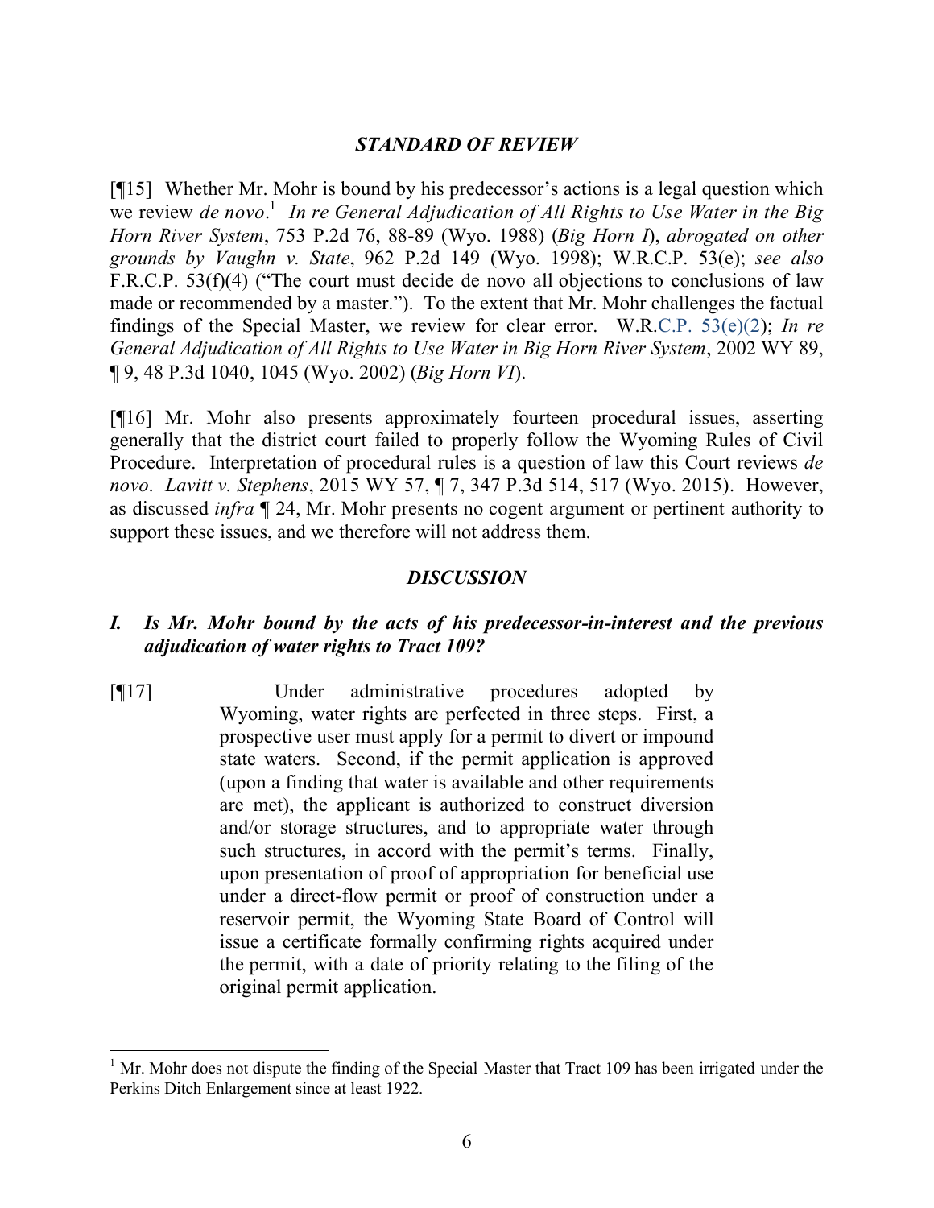### *STANDARD OF REVIEW*

[¶15] Whether Mr. Mohr is bound by his predecessor's actions is a legal question which we review *de novo*.[1] *In re General Adjudication of All Rights to Use Water in the Big Horn River System*, 753 P.2d 76, 88-89 (Wyo. 1988) (*Big Horn I*), *abrogated on other grounds by Vaughn v. State*, 962 P.2d 149 (Wyo. 1998); W.R.C.P. 53(e); *see also* F.R.C.P. 53(f)(4) ("The court must decide de novo all objections to conclusions of law made or recommended by a master."). To the extent that Mr. Mohr challenges the factual findings of the Special Master, we review for clear error. W.R.C.P. 53(e)(2); *In re General Adjudication of All Rights to Use Water in Big Horn River System*, 2002 WY 89, ¶ 9, 48 P.3d 1040, 1045 (Wyo. 2002) (*Big Horn VI*).

[¶16] Mr. Mohr also presents approximately fourteen procedural issues, asserting generally that the district court failed to properly follow the Wyoming Rules of Civil Procedure. Interpretation of procedural rules is a question of law this Court reviews *de novo*. *Lavitt v. Stephens*, 2015 WY 57, ¶ 7, 347 P.3d 514, 517 (Wyo. 2015). However, as discussed *infra* ¶ 24, Mr. Mohr presents no cogent argument or pertinent authority to support these issues, and we therefore will not address them.

### *DISCUSSION*

#### *I. Is Mr. Mohr bound by the acts of his predecessor-in-interest and the previous adjudication of water rights to Tract 109?*

[¶17]

> Under administrative procedures adopted by Wyoming, water rights are perfected in three steps. First, a prospective user must apply for a permit to divert or impound state waters. Second, if the permit application is approved (upon a finding that water is available and other requirements are met), the applicant is authorized to construct diversion and/or storage structures, and to appropriate water through such structures, in accord with the permit's terms. Finally, upon presentation of proof of appropriation for beneficial use under a direct-flow permit or proof of construction under a reservoir permit, the Wyoming State Board of Control will issue a certificate formally confirming rights acquired under the permit, with a date of priority relating to the filing of the original permit application.

---

[1] Mr. Mohr does not dispute the finding of the Special Master that Tract 109 has been irrigated under the Perkins Ditch Enlargement since at least 1922.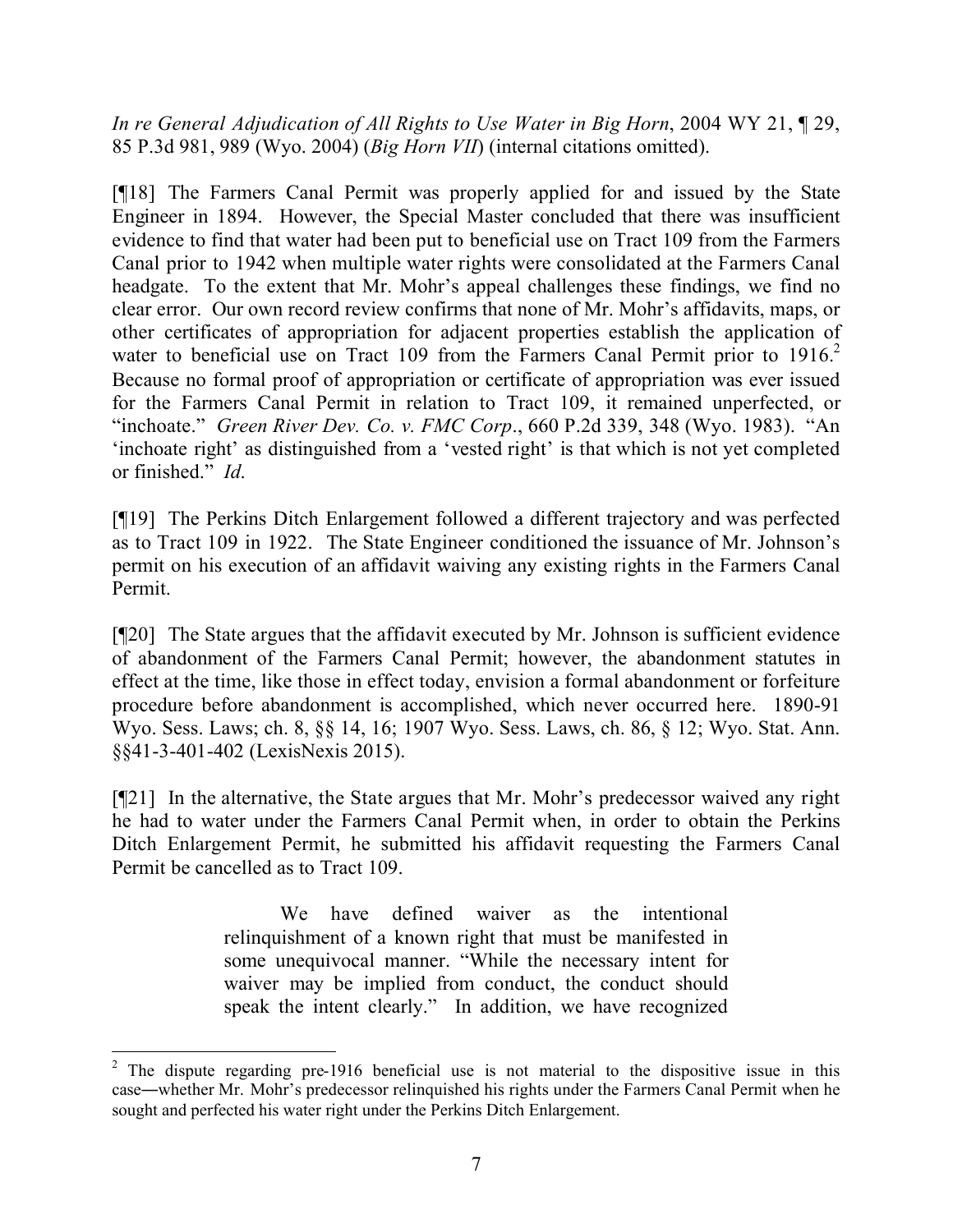*In re General Adjudication of All Rights to Use Water in Big Horn*, 2004 WY 21, ¶ 29, 85 P.3d 981, 989 (Wyo. 2004) (*Big Horn VII*) (internal citations omitted).

[¶18] The Farmers Canal Permit was properly applied for and issued by the State Engineer in 1894. However, the Special Master concluded that there was insufficient evidence to find that water had been put to beneficial use on Tract 109 from the Farmers Canal prior to 1942 when multiple water rights were consolidated at the Farmers Canal headgate. To the extent that Mr. Mohr's appeal challenges these findings, we find no clear error. Our own record review confirms that none of Mr. Mohr's affidavits, maps, or other certificates of appropriation for adjacent properties establish the application of water to beneficial use on Tract 109 from the Farmers Canal Permit prior to 1916.[2] Because no formal proof of appropriation or certificate of appropriation was ever issued for the Farmers Canal Permit in relation to Tract 109, it remained unperfected, or "inchoate." *Green River Dev. Co. v. FMC Corp*., 660 P.2d 339, 348 (Wyo. 1983). "An 'inchoate right' as distinguished from a 'vested right' is that which is not yet completed or finished." *Id.*

[¶19] The Perkins Ditch Enlargement followed a different trajectory and was perfected as to Tract 109 in 1922. The State Engineer conditioned the issuance of Mr. Johnson's permit on his execution of an affidavit waiving any existing rights in the Farmers Canal Permit.

[¶20] The State argues that the affidavit executed by Mr. Johnson is sufficient evidence of abandonment of the Farmers Canal Permit; however, the abandonment statutes in effect at the time, like those in effect today, envision a formal abandonment or forfeiture procedure before abandonment is accomplished, which never occurred here. 1890-91 Wyo. Sess. Laws; ch. 8, §§ 14, 16; 1907 Wyo. Sess. Laws, ch. 86, § 12; Wyo. Stat. Ann. §§41-3-401-402 (LexisNexis 2015).

[¶21] In the alternative, the State argues that Mr. Mohr's predecessor waived any right he had to water under the Farmers Canal Permit when, in order to obtain the Perkins Ditch Enlargement Permit, he submitted his affidavit requesting the Farmers Canal Permit be cancelled as to Tract 109.

> We have defined waiver as the intentional relinquishment of a known right that must be manifested in some unequivocal manner. "While the necessary intent for waiver may be implied from conduct, the conduct should speak the intent clearly." In addition, we have recognized

---

[2] The dispute regarding pre-1916 beneficial use is not material to the dispositive issue in this case—whether Mr. Mohr's predecessor relinquished his rights under the Farmers Canal Permit when he sought and perfected his water right under the Perkins Ditch Enlargement.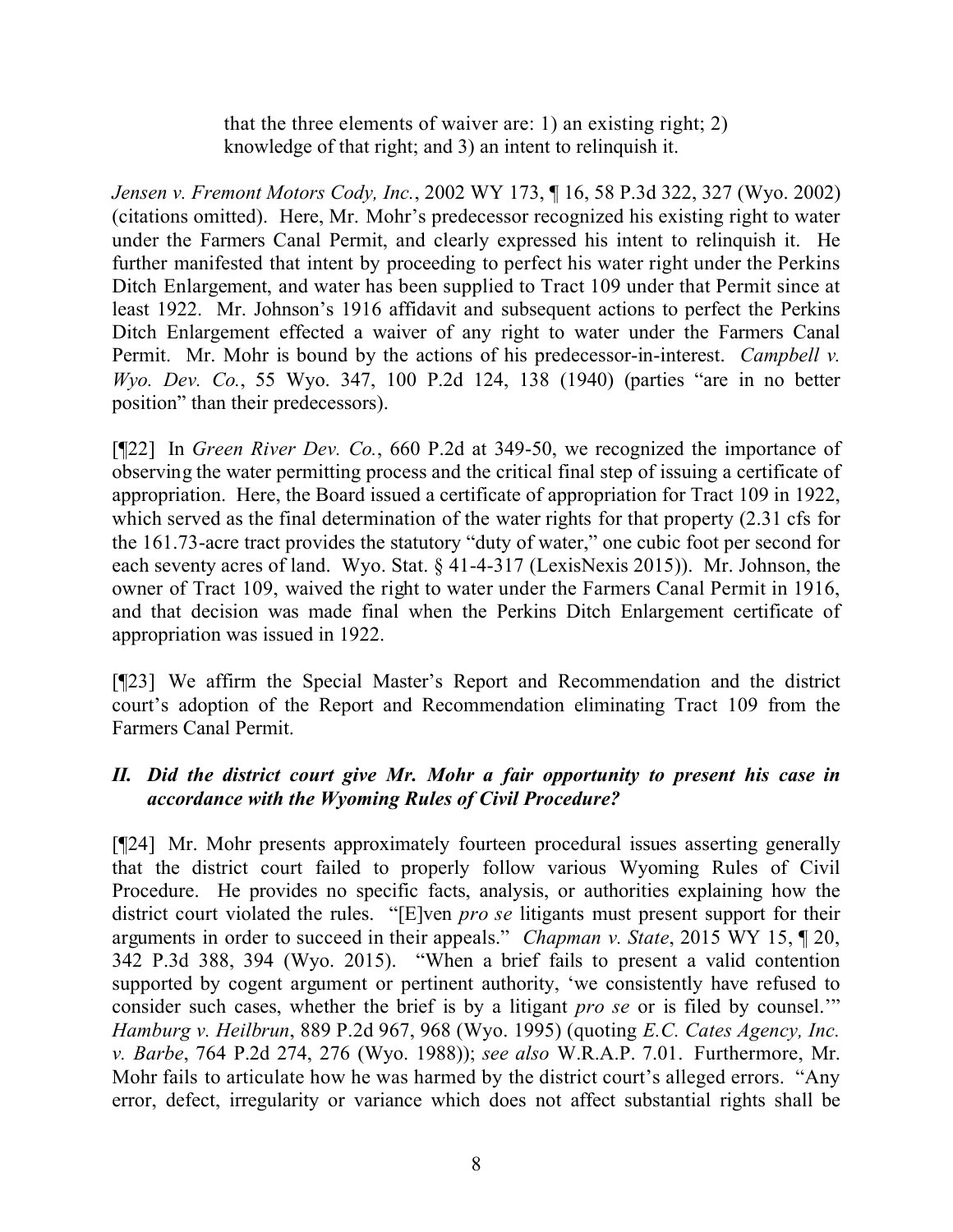> that the three elements of waiver are: 1) an existing right; 2) knowledge of that right; and 3) an intent to relinquish it.

*Jensen v. Fremont Motors Cody, Inc.*, 2002 WY 173, ¶ 16, 58 P.3d 322, 327 (Wyo. 2002) (citations omitted). Here, Mr. Mohr's predecessor recognized his existing right to water under the Farmers Canal Permit, and clearly expressed his intent to relinquish it. He further manifested that intent by proceeding to perfect his water right under the Perkins Ditch Enlargement, and water has been supplied to Tract 109 under that Permit since at least 1922. Mr. Johnson's 1916 affidavit and subsequent actions to perfect the Perkins Ditch Enlargement effected a waiver of any right to water under the Farmers Canal Permit. Mr. Mohr is bound by the actions of his predecessor-in-interest. *Campbell v. Wyo. Dev. Co.*, 55 Wyo. 347, 100 P.2d 124, 138 (1940) (parties "are in no better position" than their predecessors).

[¶22] In *Green River Dev. Co.*, 660 P.2d at 349-50, we recognized the importance of observing the water permitting process and the critical final step of issuing a certificate of appropriation. Here, the Board issued a certificate of appropriation for Tract 109 in 1922, which served as the final determination of the water rights for that property (2.31 cfs for the 161.73-acre tract provides the statutory "duty of water," one cubic foot per second for each seventy acres of land. Wyo. Stat. § 41-4-317 (LexisNexis 2015)). Mr. Johnson, the owner of Tract 109, waived the right to water under the Farmers Canal Permit in 1916, and that decision was made final when the Perkins Ditch Enlargement certificate of appropriation was issued in 1922.

[¶23] We affirm the Special Master's Report and Recommendation and the district court's adoption of the Report and Recommendation eliminating Tract 109 from the Farmers Canal Permit.

### *II. Did the district court give Mr. Mohr a fair opportunity to present his case in accordance with the Wyoming Rules of Civil Procedure?*

[¶24] Mr. Mohr presents approximately fourteen procedural issues asserting generally that the district court failed to properly follow various Wyoming Rules of Civil Procedure. He provides no specific facts, analysis, or authorities explaining how the district court violated the rules. "[E]ven *pro se* litigants must present support for their arguments in order to succeed in their appeals." *Chapman v. State*, 2015 WY 15, ¶ 20, 342 P.3d 388, 394 (Wyo. 2015). "When a brief fails to present a valid contention supported by cogent argument or pertinent authority, 'we consistently have refused to consider such cases, whether the brief is by a litigant *pro se* or is filed by counsel.'" *Hamburg v. Heilbrun*, 889 P.2d 967, 968 (Wyo. 1995) (quoting *E.C. Cates Agency, Inc. v. Barbe*, 764 P.2d 274, 276 (Wyo. 1988)); *see also* W.R.A.P. 7.01. Furthermore, Mr. Mohr fails to articulate how he was harmed by the district court's alleged errors. "Any error, defect, irregularity or variance which does not affect substantial rights shall be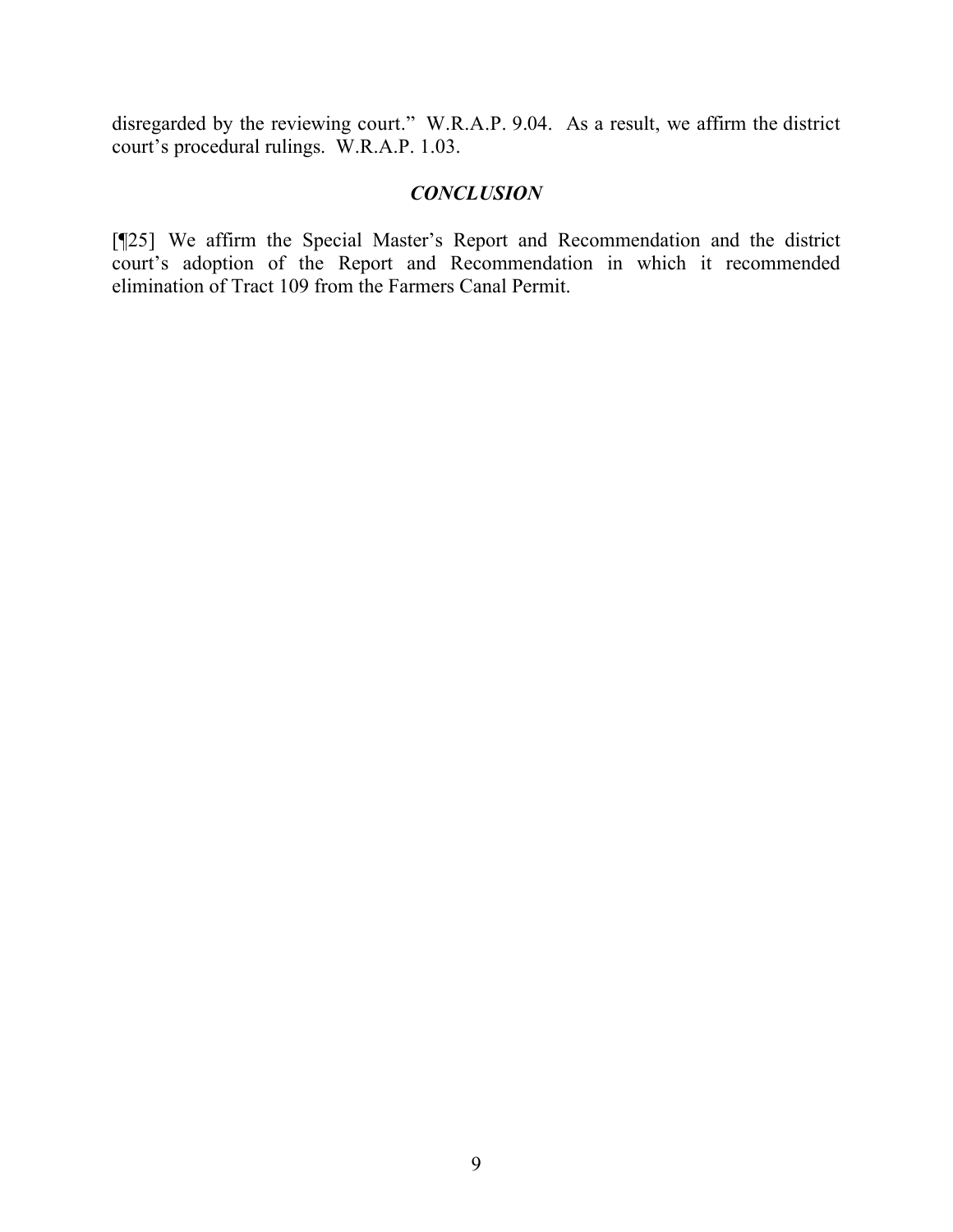disregarded by the reviewing court." W.R.A.P. 9.04. As a result, we affirm the district court's procedural rulings. W.R.A.P. 1.03.

### *CONCLUSION*

[¶25] We affirm the Special Master's Report and Recommendation and the district court's adoption of the Report and Recommendation in which it recommended elimination of Tract 109 from the Farmers Canal Permit.